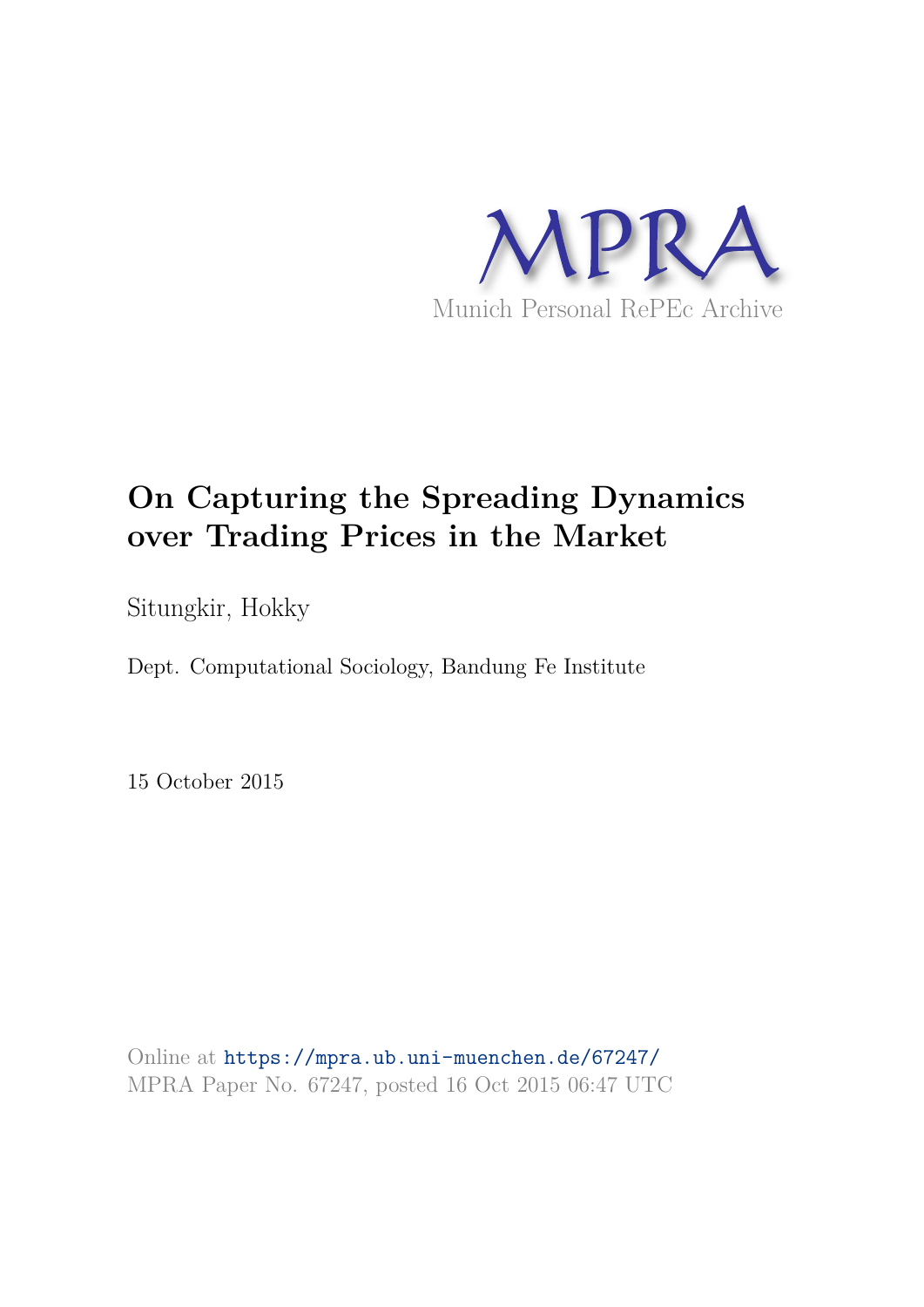MPRA

Munich Personal RePEc Archive

# On Capturing the Spreading Dynamics over Trading Prices in the Market

Situngkir, Hokky

Dept. Computational Sociology, Bandung Fe Institute

15 October 2015

Online at https://mpra.ub.uni-muenchen.de/67247/
MPRA Paper No. 67247, posted 16 Oct 2015 06:47 UTC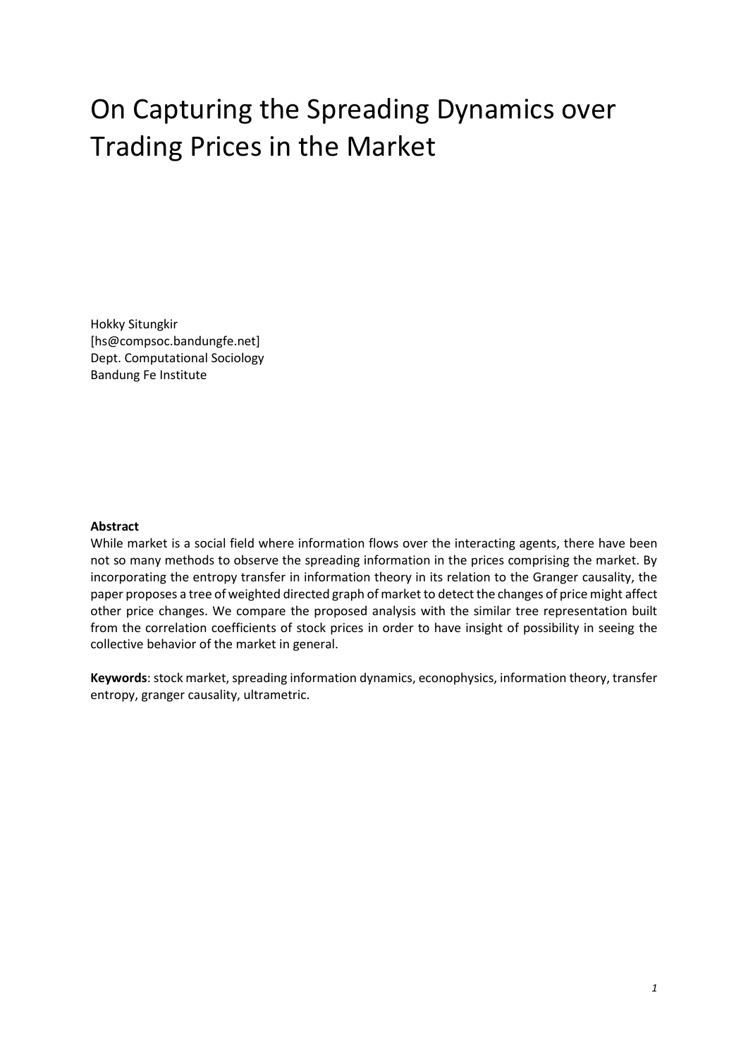# On Capturing the Spreading Dynamics over Trading Prices in the Market

Hokky Situngkir
[hs@compsoc.bandungfe.net]
Dept. Computational Sociology
Bandung Fe Institute

**Abstract**

While market is a social field where information flows over the interacting agents, there have been not so many methods to observe the spreading information in the prices comprising the market. By incorporating the entropy transfer in information theory in its relation to the Granger causality, the paper proposes a tree of weighted directed graph of market to detect the changes of price might affect other price changes. We compare the proposed analysis with the similar tree representation built from the correlation coefficients of stock prices in order to have insight of possibility in seeing the collective behavior of the market in general.

**Keywords**: stock market, spreading information dynamics, econophysics, information theory, transfer entropy, granger causality, ultrametric.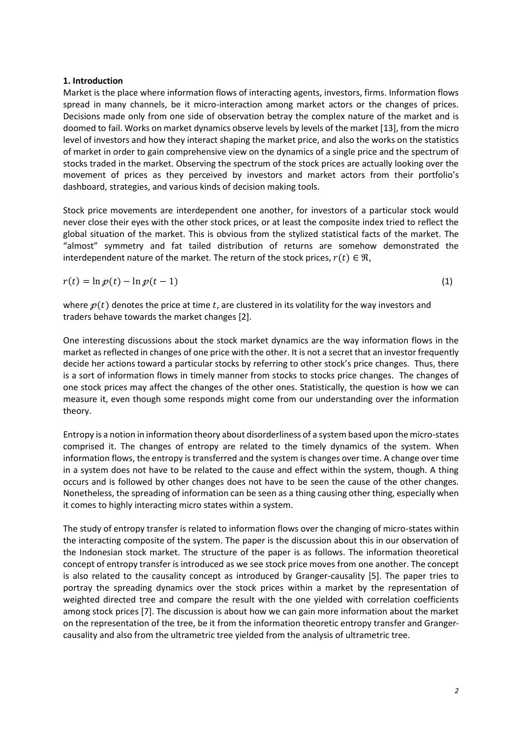## 1. Introduction

Market is the place where information flows of interacting agents, investors, firms. Information flows spread in many channels, be it micro-interaction among market actors or the changes of prices. Decisions made only from one side of observation betray the complex nature of the market and is doomed to fail. Works on market dynamics observe levels by levels of the market [13], from the micro level of investors and how they interact shaping the market price, and also the works on the statistics of market in order to gain comprehensive view on the dynamics of a single price and the spectrum of stocks traded in the market. Observing the spectrum of the stock prices are actually looking over the movement of prices as they perceived by investors and market actors from their portfolio's dashboard, strategies, and various kinds of decision making tools.

Stock price movements are interdependent one another, for investors of a particular stock would never close their eyes with the other stock prices, or at least the composite index tried to reflect the global situation of the market. This is obvious from the stylized statistical facts of the market. The "almost" symmetry and fat tailed distribution of returns are somehow demonstrated the interdependent nature of the market. The return of the stock prices, $r(t) \in \Re$,

$$r(t) = \ln \wp(t) - \ln \wp(t-1) \quad (1)$$

where $\wp(t)$ denotes the price at time $t$, are clustered in its volatility for the way investors and traders behave towards the market changes [2].

One interesting discussions about the stock market dynamics are the way information flows in the market as reflected in changes of one price with the other. It is not a secret that an investor frequently decide her actions toward a particular stocks by referring to other stock's price changes. Thus, there is a sort of information flows in timely manner from stocks to stocks price changes. The changes of one stock prices may affect the changes of the other ones. Statistically, the question is how we can measure it, even though some responds might come from our understanding over the information theory.

Entropy is a notion in information theory about disorderliness of a system based upon the micro-states comprised it. The changes of entropy are related to the timely dynamics of the system. When information flows, the entropy is transferred and the system is changes over time. A change over time in a system does not have to be related to the cause and effect within the system, though. A thing occurs and is followed by other changes does not have to be seen the cause of the other changes. Nonetheless, the spreading of information can be seen as a thing causing other thing, especially when it comes to highly interacting micro states within a system.

The study of entropy transfer is related to information flows over the changing of micro-states within the interacting composite of the system. The paper is the discussion about this in our observation of the Indonesian stock market. The structure of the paper is as follows. The information theoretical concept of entropy transfer is introduced as we see stock price moves from one another. The concept is also related to the causality concept as introduced by Granger-causality [5]. The paper tries to portray the spreading dynamics over the stock prices within a market by the representation of weighted directed tree and compare the result with the one yielded with correlation coefficients among stock prices [7]. The discussion is about how we can gain more information about the market on the representation of the tree, be it from the information theoretic entropy transfer and Granger-causality and also from the ultrametric tree yielded from the analysis of ultrametric tree.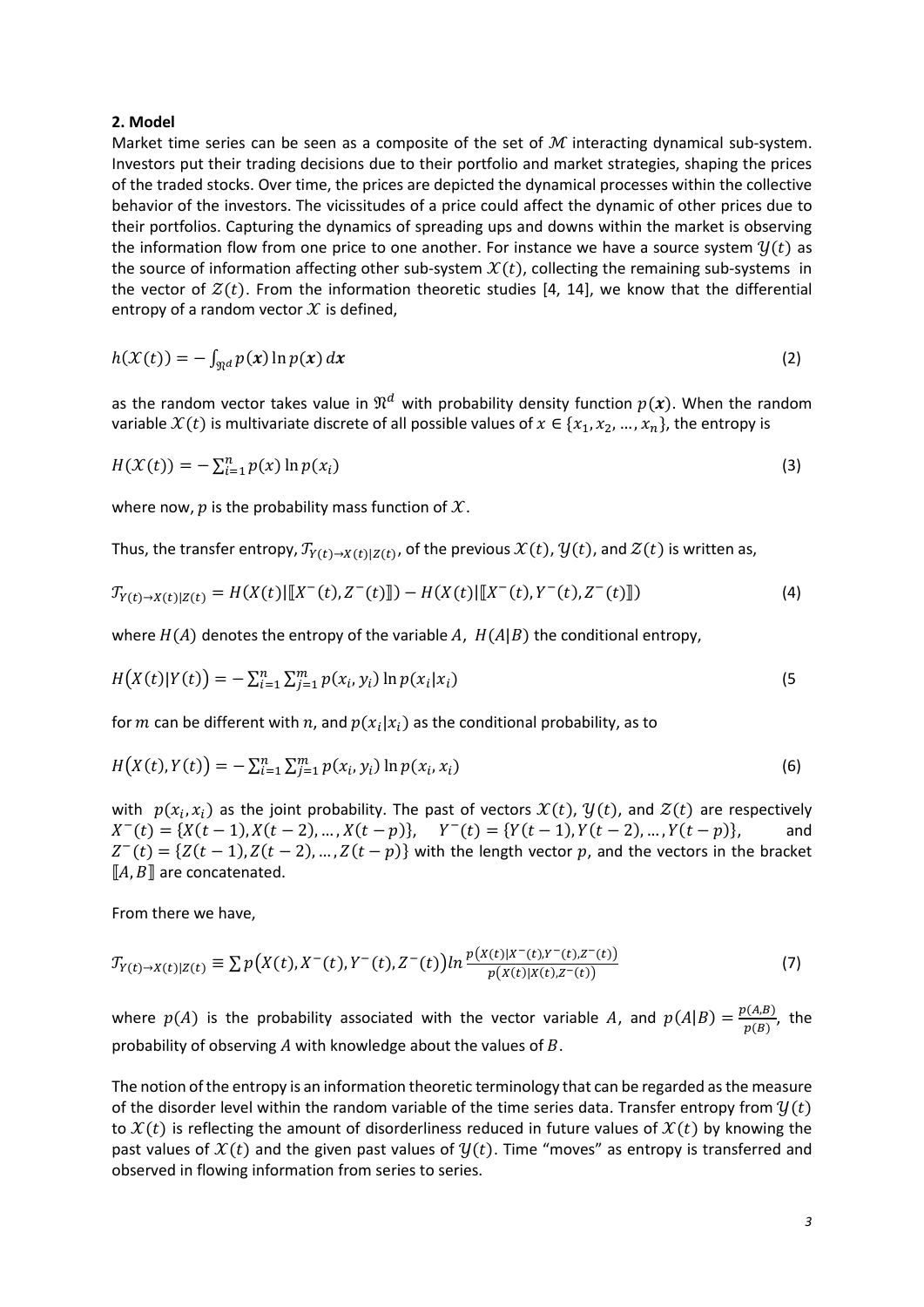**2. Model**

Market time series can be seen as a composite of the set of $\mathcal{M}$ interacting dynamical sub-system. Investors put their trading decisions due to their portfolio and market strategies, shaping the prices of the traded stocks. Over time, the prices are depicted the dynamical processes within the collective behavior of the investors. The vicissitudes of a price could affect the dynamic of other prices due to their portfolios. Capturing the dynamics of spreading ups and downs within the market is observing the information flow from one price to one another. For instance we have a source system $\mathcal{Y}(t)$ as the source of information affecting other sub-system $\mathcal{X}(t)$, collecting the remaining sub-systems in the vector of $\mathcal{Z}(t)$. From the information theoretic studies [4, 14], we know that the differential entropy of a random vector $\mathcal{X}$ is defined,

$$h(\mathcal{X}(t)) = -\int_{\mathfrak{R}^d} p(\boldsymbol{x}) \ln p(\boldsymbol{x})\, d\boldsymbol{x} \tag{2}$$

as the random vector takes value in $\mathfrak{R}^d$ with probability density function $p(\boldsymbol{x})$. When the random variable $\mathcal{X}(t)$ is multivariate discrete of all possible values of $x \in \{x_1, x_2, \dots, x_n\}$, the entropy is

$$H(\mathcal{X}(t)) = -\sum_{i=1}^{n} p(x) \ln p(x_i) \tag{3}$$

where now, $p$ is the probability mass function of $\mathcal{X}$.

Thus, the transfer entropy, $\mathcal{T}_{Y(t)\to X(t)|Z(t)}$, of the previous $\mathcal{X}(t)$, $\mathcal{Y}(t)$, and $\mathcal{Z}(t)$ is written as,

$$\mathcal{T}_{Y(t)\to X(t)|Z(t)} = H(X(t)|[\![X^-(t), Z^-(t)]\!]) - H(X(t)|[\![X^-(t), Y^-(t), Z^-(t)]\!]) \tag{4}$$

where $H(A)$ denotes the entropy of the variable $A$, $H(A|B)$ the conditional entropy,

$$H\big(X(t)|Y(t)\big) = -\sum_{i=1}^{n}\sum_{j=1}^{m} p(x_i, y_i) \ln p(x_i|x_i) \tag{5}$$

for $m$ can be different with $n$, and $p(x_i|x_i)$ as the conditional probability, as to

$$H\big(X(t), Y(t)\big) = -\sum_{i=1}^{n}\sum_{j=1}^{m} p(x_i, y_i) \ln p(x_i, x_i) \tag{6}$$

with $p(x_i, x_i)$ as the joint probability. The past of vectors $\mathcal{X}(t)$, $\mathcal{Y}(t)$, and $\mathcal{Z}(t)$ are respectively $X^-(t) = \{X(t-1), X(t-2), \dots, X(t-p)\}$, $Y^-(t) = \{Y(t-1), Y(t-2), \dots, Y(t-p)\}$, and $Z^-(t) = \{Z(t-1), Z(t-2), \dots, Z(t-p)\}$ with the length vector $p$, and the vectors in the bracket $[\![A, B]\!]$ are concatenated.

From there we have,

$$\mathcal{T}_{Y(t)\to X(t)|Z(t)} \equiv \sum p\big(X(t), X^-(t), Y^-(t), Z^-(t)\big) ln \frac{p\big(X(t)|X^-(t), Y^-(t), Z^-(t)\big)}{p\big(X(t)|X(t), Z^-(t)\big)} \tag{7}$$

where $p(A)$ is the probability associated with the vector variable $A$, and $p(A|B) = \frac{p(A,B)}{p(B)}$, the probability of observing $A$ with knowledge about the values of $B$.

The notion of the entropy is an information theoretic terminology that can be regarded as the measure of the disorder level within the random variable of the time series data. Transfer entropy from $\mathcal{Y}(t)$ to $\mathcal{X}(t)$ is reflecting the amount of disorderliness reduced in future values of $\mathcal{X}(t)$ by knowing the past values of $\mathcal{X}(t)$ and the given past values of $\mathcal{Y}(t)$. Time "moves" as entropy is transferred and observed in flowing information from series to series.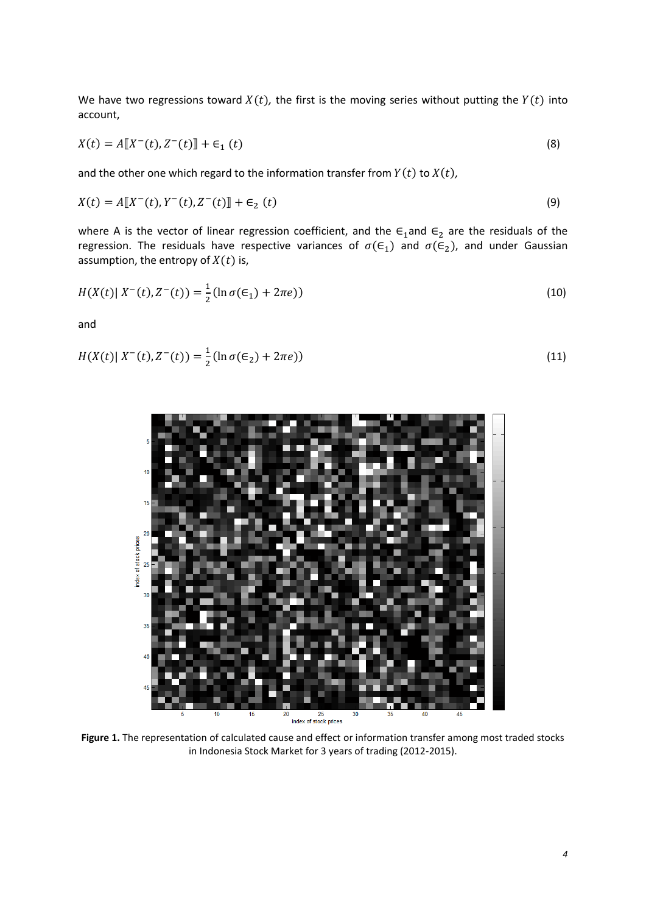We have two regressions toward $X(t)$, the first is the moving series without putting the $Y(t)$ into account,

$$X(t) = A[\![X^{-}(t), Z^{-}(t)]\!] + \epsilon_1\ (t) \tag{8}$$

and the other one which regard to the information transfer from $Y(t)$ to $X(t)$,

$$X(t) = A[\![X^{-}(t), Y^{-}(t), Z^{-}(t)]\!] + \epsilon_2\ (t) \tag{9}$$

where A is the vector of linear regression coefficient, and the $\epsilon_1$and $\epsilon_2$ are the residuals of the regression. The residuals have respective variances of $\sigma(\epsilon_1)$ and $\sigma(\epsilon_2)$, and under Gaussian assumption, the entropy of $X(t)$ is,

$$H(X(t)|\, X^{-}(t), Z^{-}(t)) = \frac{1}{2}(\ln \sigma(\epsilon_1) + 2\pi e)) \tag{10}$$

and

$$H(X(t)|\, X^{-}(t), Z^{-}(t)) = \frac{1}{2}(\ln \sigma(\epsilon_2) + 2\pi e)) \tag{11}$$

**Figure 1.** The representation of calculated cause and effect or information transfer among most traded stocks in Indonesia Stock Market for 3 years of trading (2012-2015).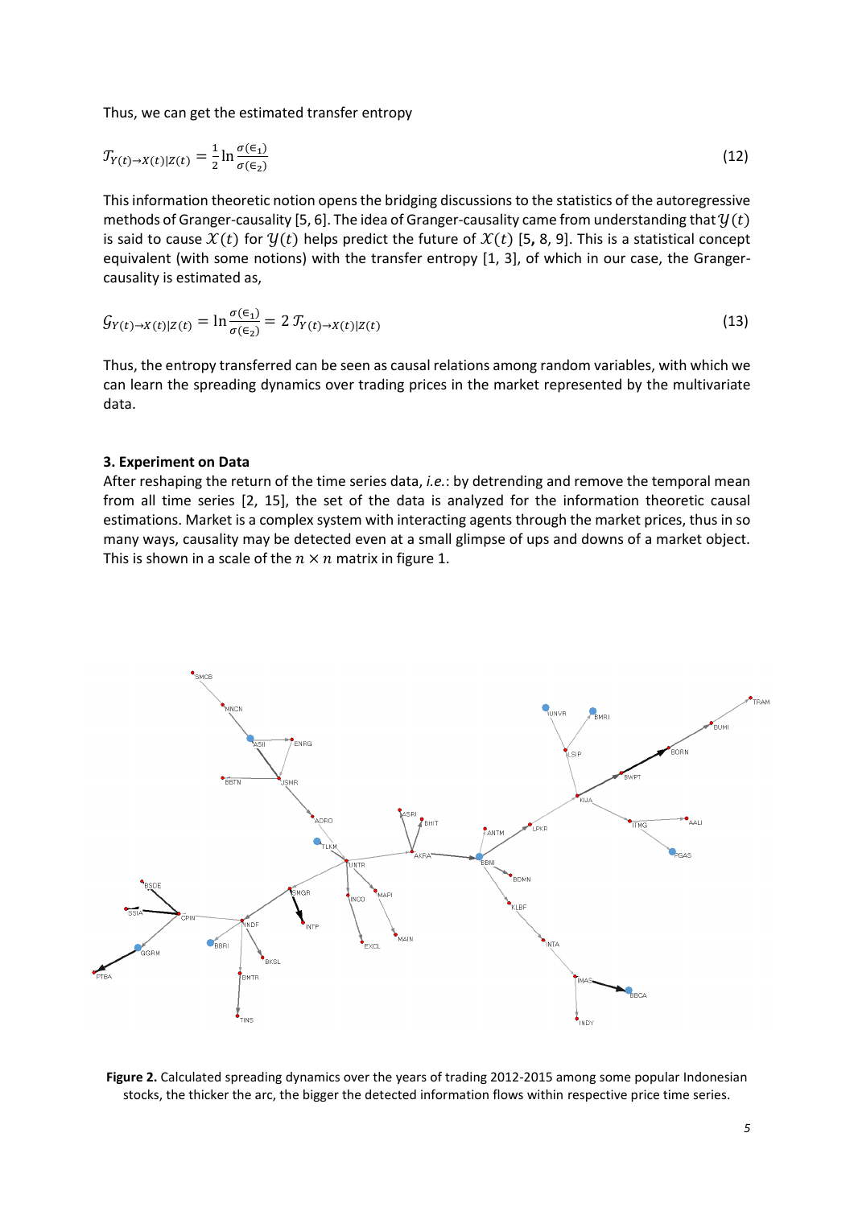Thus, we can get the estimated transfer entropy

$$\mathcal{T}_{Y(t)\to X(t)|Z(t)} = \frac{1}{2}\ln\frac{\sigma(\epsilon_1)}{\sigma(\epsilon_2)} \tag{12}$$

This information theoretic notion opens the bridging discussions to the statistics of the autoregressive methods of Granger-causality [5, 6]. The idea of Granger-causality came from understanding that $\mathcal{Y}(t)$ is said to cause $\mathcal{X}(t)$ for $\mathcal{Y}(t)$ helps predict the future of $\mathcal{X}(t)$ [5, 8, 9]. This is a statistical concept equivalent (with some notions) with the transfer entropy [1, 3], of which in our case, the Granger-causality is estimated as,

$$\mathcal{G}_{Y(t)\to X(t)|Z(t)} = \ln\frac{\sigma(\epsilon_1)}{\sigma(\epsilon_2)} = 2\,\mathcal{T}_{Y(t)\to X(t)|Z(t)} \tag{13}$$

Thus, the entropy transferred can be seen as causal relations among random variables, with which we can learn the spreading dynamics over trading prices in the market represented by the multivariate data.

### 3. Experiment on Data

After reshaping the return of the time series data, *i.e.*: by detrending and remove the temporal mean from all time series [2, 15], the set of the data is analyzed for the information theoretic causal estimations. Market is a complex system with interacting agents through the market prices, thus in so many ways, causality may be detected even at a small glimpse of ups and downs of a market object. This is shown in a scale of the $n \times n$ matrix in figure 1.

**Figure 2.** Calculated spreading dynamics over the years of trading 2012-2015 among some popular Indonesian stocks, the thicker the arc, the bigger the detected information flows within respective price time series.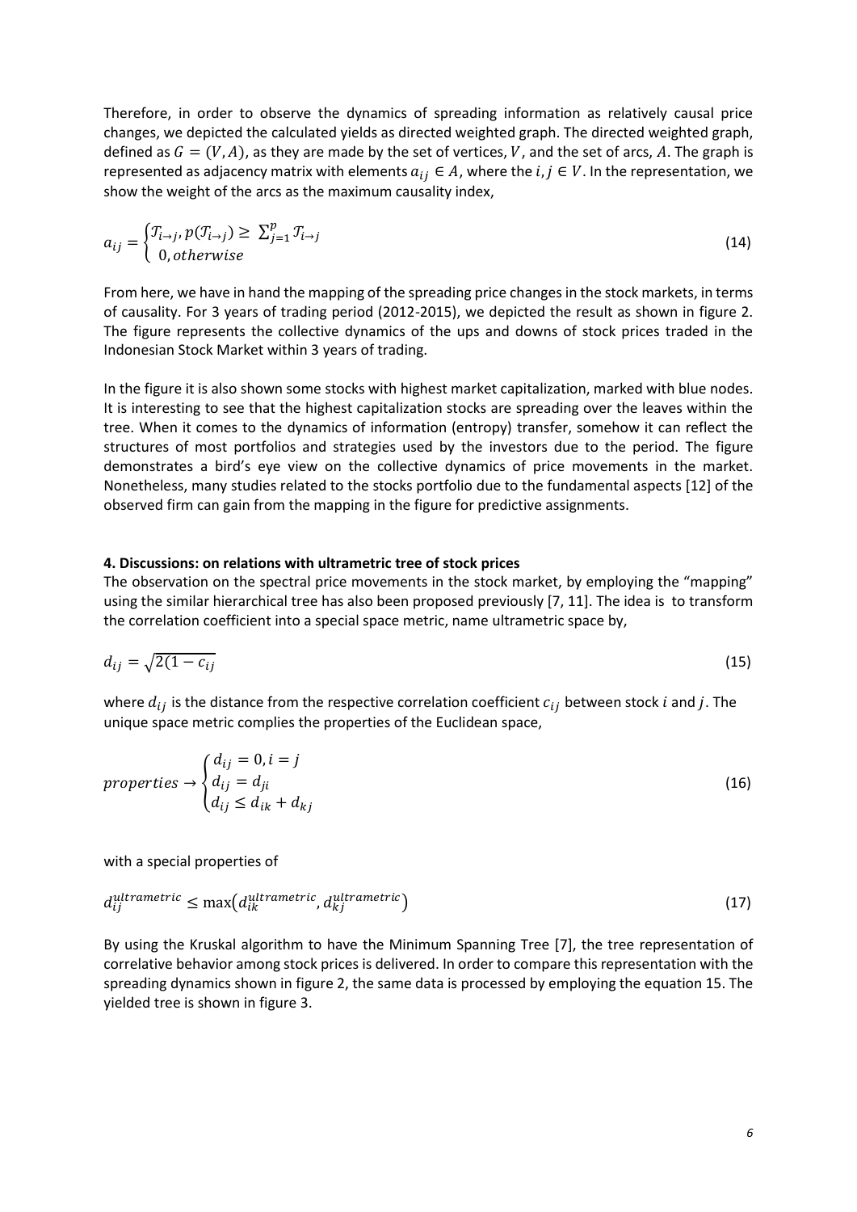Therefore, in order to observe the dynamics of spreading information as relatively causal price changes, we depicted the calculated yields as directed weighted graph. The directed weighted graph, defined as $G = (V, A)$, as they are made by the set of vertices, $V$, and the set of arcs, $A$. The graph is represented as adjacency matrix with elements $a_{ij} \in A$, where the $i, j \in V$. In the representation, we show the weight of the arcs as the maximum causality index,

$$a_{ij} = \begin{cases} \mathcal{T}_{i \to j}, p(\mathcal{T}_{i \to j}) \geq \sum_{j=1}^{p} \mathcal{T}_{i \to j} \\ 0, otherwise \end{cases} \tag{14}$$

From here, we have in hand the mapping of the spreading price changes in the stock markets, in terms of causality. For 3 years of trading period (2012-2015), we depicted the result as shown in figure 2. The figure represents the collective dynamics of the ups and downs of stock prices traded in the Indonesian Stock Market within 3 years of trading.

In the figure it is also shown some stocks with highest market capitalization, marked with blue nodes. It is interesting to see that the highest capitalization stocks are spreading over the leaves within the tree. When it comes to the dynamics of information (entropy) transfer, somehow it can reflect the structures of most portfolios and strategies used by the investors due to the period. The figure demonstrates a bird's eye view on the collective dynamics of price movements in the market. Nonetheless, many studies related to the stocks portfolio due to the fundamental aspects [12] of the observed firm can gain from the mapping in the figure for predictive assignments.

#### 4. Discussions: on relations with ultrametric tree of stock prices

The observation on the spectral price movements in the stock market, by employing the "mapping" using the similar hierarchical tree has also been proposed previously [7, 11]. The idea is to transform the correlation coefficient into a special space metric, name ultrametric space by,

$$d_{ij} = \sqrt{2(1 - c_{ij}} \tag{15}$$

where $d_{ij}$ is the distance from the respective correlation coefficient $c_{ij}$ between stock $i$ and $j$. The unique space metric complies the properties of the Euclidean space,

$$properties \to \begin{cases} d_{ij} = 0, i = j \\ d_{ij} = d_{ji} \\ d_{ij} \leq d_{ik} + d_{kj} \end{cases} \tag{16}$$

with a special properties of

$$d_{ij}^{ultrametric} \leq \max\left(d_{ik}^{ultrametric}, d_{kj}^{ultrametric}\right) \tag{17}$$

By using the Kruskal algorithm to have the Minimum Spanning Tree [7], the tree representation of correlative behavior among stock prices is delivered. In order to compare this representation with the spreading dynamics shown in figure 2, the same data is processed by employing the equation 15. The yielded tree is shown in figure 3.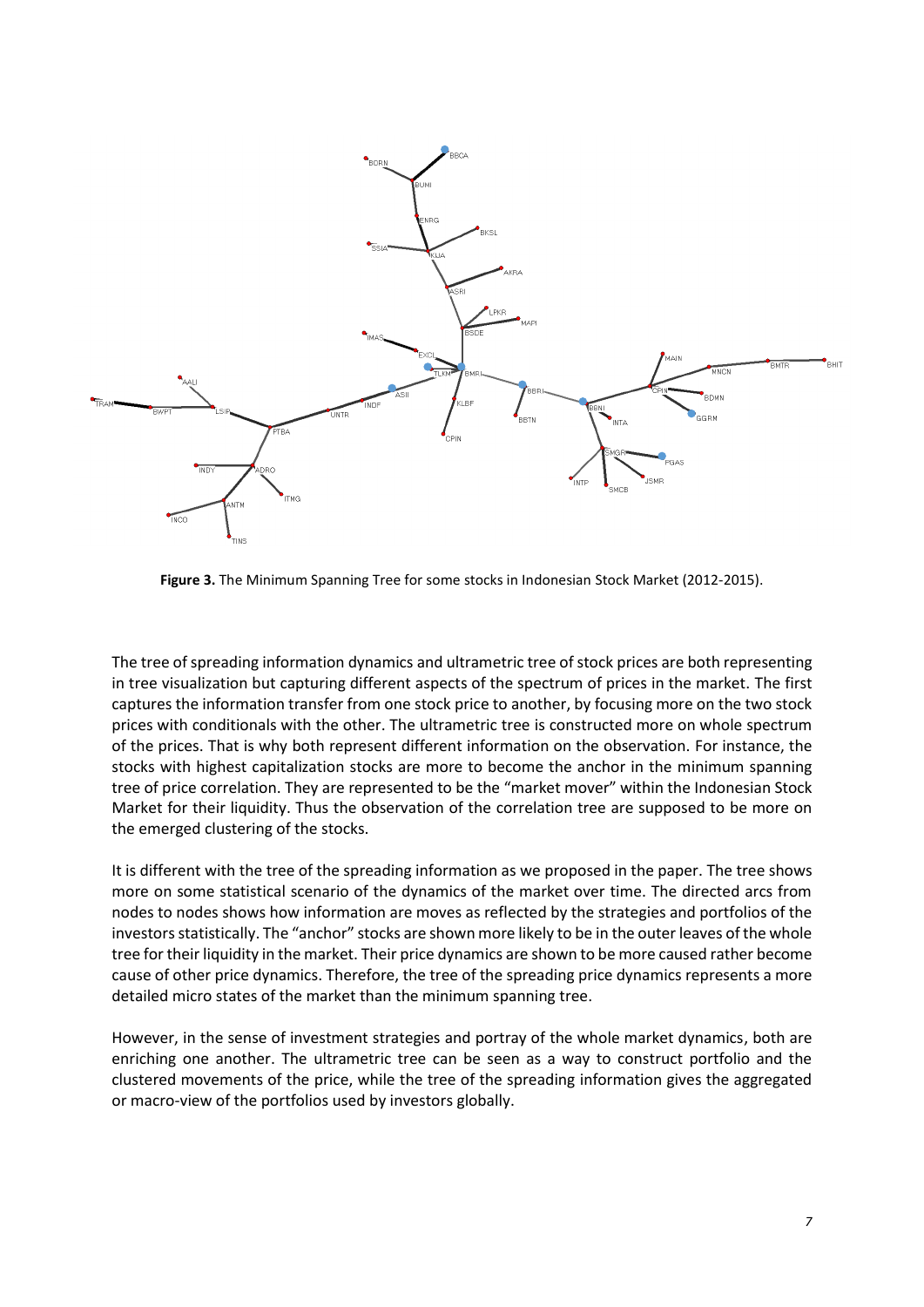BBCA
BORN
BUMI
ENRG
BKSL
SSIA
KIJA
AKRA
ASRI
LPKR
MAPI
BSDE
IMAS
EXCL
TLKM
BMRI
MAIN
BHIT
BMTR
MNCN
AALI
BBRI
CPIN
BDMN
ASII
KLBF
BBNI
GGRM
TRAM
BWPT
LSIP
INDF
UNTR
BBTN
INTA
PTBA
CPIN
SMGR
PGAS
INDY
ADRO
INTP
JSMR
SMCB
ITMG
ANTM
INCO
TINS

**Figure 3.** The Minimum Spanning Tree for some stocks in Indonesian Stock Market (2012-2015).

The tree of spreading information dynamics and ultrametric tree of stock prices are both representing in tree visualization but capturing different aspects of the spectrum of prices in the market. The first captures the information transfer from one stock price to another, by focusing more on the two stock prices with conditionals with the other. The ultrametric tree is constructed more on whole spectrum of the prices. That is why both represent different information on the observation. For instance, the stocks with highest capitalization stocks are more to become the anchor in the minimum spanning tree of price correlation. They are represented to be the "market mover" within the Indonesian Stock Market for their liquidity. Thus the observation of the correlation tree are supposed to be more on the emerged clustering of the stocks.

It is different with the tree of the spreading information as we proposed in the paper. The tree shows more on some statistical scenario of the dynamics of the market over time. The directed arcs from nodes to nodes shows how information are moves as reflected by the strategies and portfolios of the investors statistically. The "anchor" stocks are shown more likely to be in the outer leaves of the whole tree for their liquidity in the market. Their price dynamics are shown to be more caused rather become cause of other price dynamics. Therefore, the tree of the spreading price dynamics represents a more detailed micro states of the market than the minimum spanning tree.

However, in the sense of investment strategies and portray of the whole market dynamics, both are enriching one another. The ultrametric tree can be seen as a way to construct portfolio and the clustered movements of the price, while the tree of the spreading information gives the aggregated or macro-view of the portfolios used by investors globally.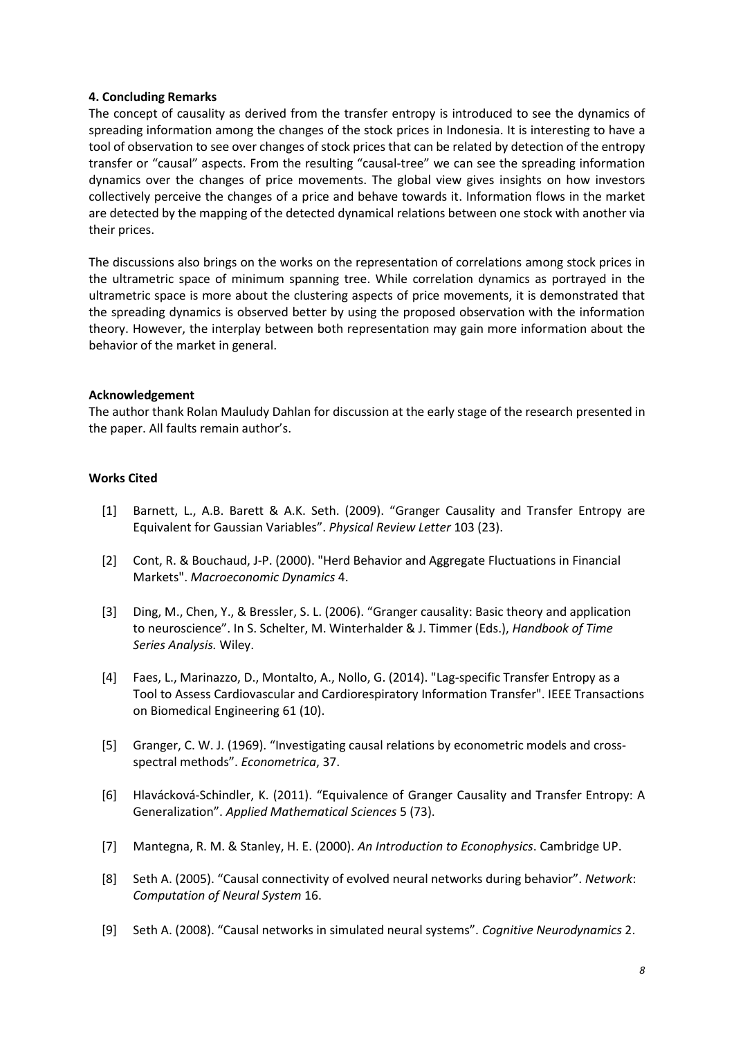## 4. Concluding Remarks

The concept of causality as derived from the transfer entropy is introduced to see the dynamics of spreading information among the changes of the stock prices in Indonesia. It is interesting to have a tool of observation to see over changes of stock prices that can be related by detection of the entropy transfer or "causal" aspects. From the resulting "causal-tree" we can see the spreading information dynamics over the changes of price movements. The global view gives insights on how investors collectively perceive the changes of a price and behave towards it. Information flows in the market are detected by the mapping of the detected dynamical relations between one stock with another via their prices.

The discussions also brings on the works on the representation of correlations among stock prices in the ultrametric space of minimum spanning tree. While correlation dynamics as portrayed in the ultrametric space is more about the clustering aspects of price movements, it is demonstrated that the spreading dynamics is observed better by using the proposed observation with the information theory. However, the interplay between both representation may gain more information about the behavior of the market in general.

## Acknowledgement

The author thank Rolan Mauludy Dahlan for discussion at the early stage of the research presented in the paper. All faults remain author's.

## Works Cited

[1] Barnett, L., A.B. Barett & A.K. Seth. (2009). "Granger Causality and Transfer Entropy are Equivalent for Gaussian Variables". *Physical Review Letter* 103 (23).

[2] Cont, R. & Bouchaud, J-P. (2000). "Herd Behavior and Aggregate Fluctuations in Financial Markets". *Macroeconomic Dynamics* 4.

[3] Ding, M., Chen, Y., & Bressler, S. L. (2006). "Granger causality: Basic theory and application to neuroscience". In S. Schelter, M. Winterhalder & J. Timmer (Eds.), *Handbook of Time Series Analysis.* Wiley.

[4] Faes, L., Marinazzo, D., Montalto, A., Nollo, G. (2014). "Lag-specific Transfer Entropy as a Tool to Assess Cardiovascular and Cardiorespiratory Information Transfer". IEEE Transactions on Biomedical Engineering 61 (10).

[5] Granger, C. W. J. (1969). "Investigating causal relations by econometric models and cross-spectral methods". *Econometrica*, 37.

[6] Hlavácková-Schindler, K. (2011). "Equivalence of Granger Causality and Transfer Entropy: A Generalization". *Applied Mathematical Sciences* 5 (73).

[7] Mantegna, R. M. & Stanley, H. E. (2000). *An Introduction to Econophysics*. Cambridge UP.

[8] Seth A. (2005). "Causal connectivity of evolved neural networks during behavior". *Network*: *Computation of Neural System* 16.

[9] Seth A. (2008). "Causal networks in simulated neural systems". *Cognitive Neurodynamics* 2.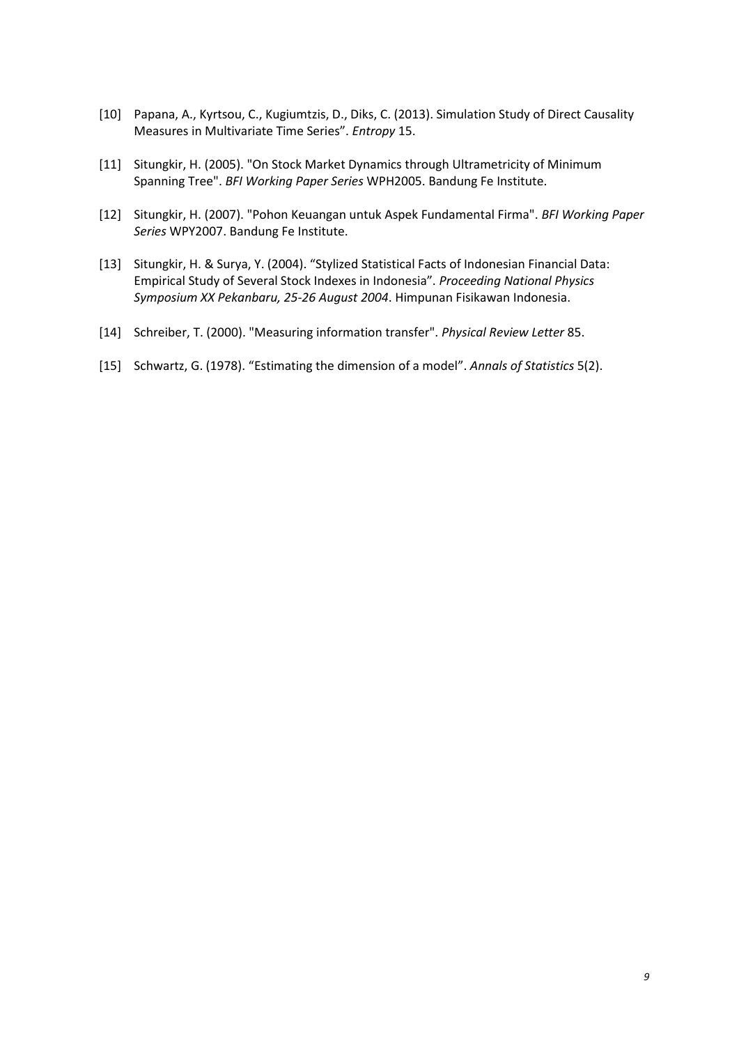[10] Papana, A., Kyrtsou, C., Kugiumtzis, D., Diks, C. (2013). Simulation Study of Direct Causality Measures in Multivariate Time Series". *Entropy* 15.

[11] Situngkir, H. (2005). "On Stock Market Dynamics through Ultrametricity of Minimum Spanning Tree". *BFI Working Paper Series* WPH2005. Bandung Fe Institute.

[12] Situngkir, H. (2007). "Pohon Keuangan untuk Aspek Fundamental Firma". *BFI Working Paper Series* WPY2007. Bandung Fe Institute.

[13] Situngkir, H. & Surya, Y. (2004). "Stylized Statistical Facts of Indonesian Financial Data: Empirical Study of Several Stock Indexes in Indonesia". *Proceeding National Physics Symposium XX Pekanbaru, 25-26 August 2004*. Himpunan Fisikawan Indonesia.

[14] Schreiber, T. (2000). "Measuring information transfer". *Physical Review Letter* 85.

[15] Schwartz, G. (1978). "Estimating the dimension of a model". *Annals of Statistics* 5(2).